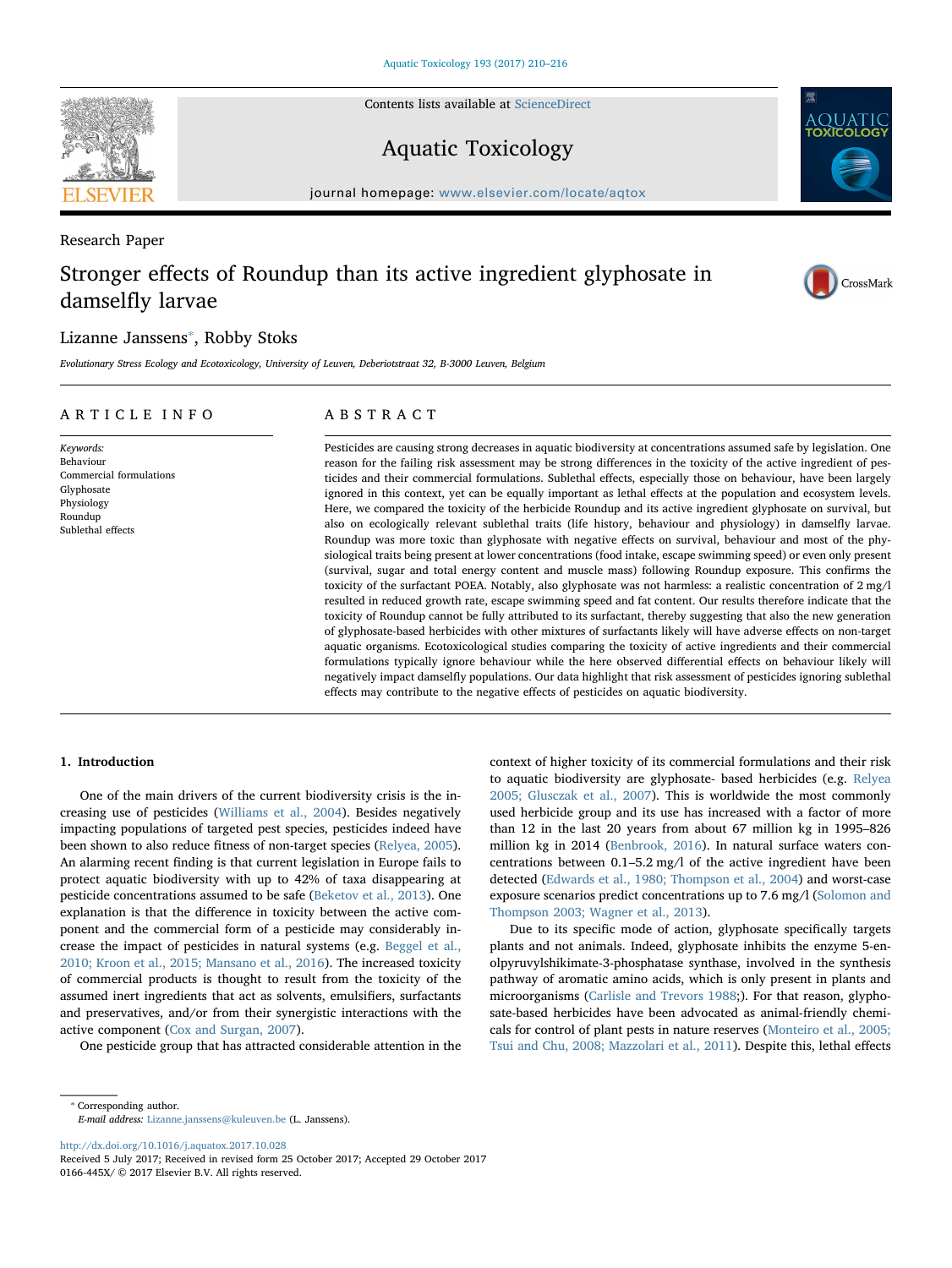Research Paper

# Stronger effects of Roundup than its active ingredient glyphosate in damselfly larvae

Lizanne Janssens*, Robby Stoks

*Evolutionary Stress Ecology and Ecotoxicology, University of Leuven, Deberiotstraat 32, B-3000 Leuven, Belgium*

## ARTICLE INFO

*Keywords:*
Behaviour
Commercial formulations
Glyphosate
Physiology
Roundup
Sublethal effects

## ABSTRACT

Pesticides are causing strong decreases in aquatic biodiversity at concentrations assumed safe by legislation. One reason for the failing risk assessment may be strong differences in the toxicity of the active ingredient of pesticides and their commercial formulations. Sublethal effects, especially those on behaviour, have been largely ignored in this context, yet can be equally important as lethal effects at the population and ecosystem levels. Here, we compared the toxicity of the herbicide Roundup and its active ingredient glyphosate on survival, but also on ecologically relevant sublethal traits (life history, behaviour and physiology) in damselfly larvae. Roundup was more toxic than glyphosate with negative effects on survival, behaviour and most of the physiological traits being present at lower concentrations (food intake, escape swimming speed) or even only present (survival, sugar and total energy content and muscle mass) following Roundup exposure. This confirms the toxicity of the surfactant POEA. Notably, also glyphosate was not harmless: a realistic concentration of 2 mg/l resulted in reduced growth rate, escape swimming speed and fat content. Our results therefore indicate that the toxicity of Roundup cannot be fully attributed to its surfactant, thereby suggesting that also the new generation of glyphosate-based herbicides with other mixtures of surfactants likely will have adverse effects on non-target aquatic organisms. Ecotoxicological studies comparing the toxicity of active ingredients and their commercial formulations typically ignore behaviour while the here observed differential effects on behaviour likely will negatively impact damselfly populations. Our data highlight that risk assessment of pesticides ignoring sublethal effects may contribute to the negative effects of pesticides on aquatic biodiversity.

## 1. Introduction

One of the main drivers of the current biodiversity crisis is the increasing use of pesticides (Williams et al., 2004). Besides negatively impacting populations of targeted pest species, pesticides indeed have been shown to also reduce fitness of non-target species (Relyea, 2005). An alarming recent finding is that current legislation in Europe fails to protect aquatic biodiversity with up to 42% of taxa disappearing at pesticide concentrations assumed to be safe (Beketov et al., 2013). One explanation is that the difference in toxicity between the active component and the commercial form of a pesticide may considerably increase the impact of pesticides in natural systems (e.g. Beggel et al., 2010; Kroon et al., 2015; Mansano et al., 2016). The increased toxicity of commercial products is thought to result from the toxicity of the assumed inert ingredients that act as solvents, emulsifiers, surfactants and preservatives, and/or from their synergistic interactions with the active component (Cox and Surgan, 2007).

One pesticide group that has attracted considerable attention in the context of higher toxicity of its commercial formulations and their risk to aquatic biodiversity are glyphosate- based herbicides (e.g. Relyea 2005; Glusczak et al., 2007). This is worldwide the most commonly used herbicide group and its use has increased with a factor of more than 12 in the last 20 years from about 67 million kg in 1995–826 million kg in 2014 (Benbrook, 2016). In natural surface waters concentrations between 0.1–5.2 mg/l of the active ingredient have been detected (Edwards et al., 1980; Thompson et al., 2004) and worst-case exposure scenarios predict concentrations up to 7.6 mg/l (Solomon and Thompson 2003; Wagner et al., 2013).

Due to its specific mode of action, glyphosate specifically targets plants and not animals. Indeed, glyphosate inhibits the enzyme 5-enolpyruvylshikimate-3-phosphatase synthase, involved in the synthesis pathway of aromatic amino acids, which is only present in plants and microorganisms (Carlisle and Trevors 1988;). For that reason, glyphosate-based herbicides have been advocated as animal-friendly chemicals for control of plant pests in nature reserves (Monteiro et al., 2005; Tsui and Chu, 2008; Mazzolari et al., 2011). Despite this, lethal effects

* Corresponding author.
*E-mail address:* Lizanne.janssens@kuleuven.be (L. Janssens).

http://dx.doi.org/10.1016/j.aquatox.2017.10.028
Received 5 July 2017; Received in revised form 25 October 2017; Accepted 29 October 2017
0166-445X/ © 2017 Elsevier B.V. All rights reserved.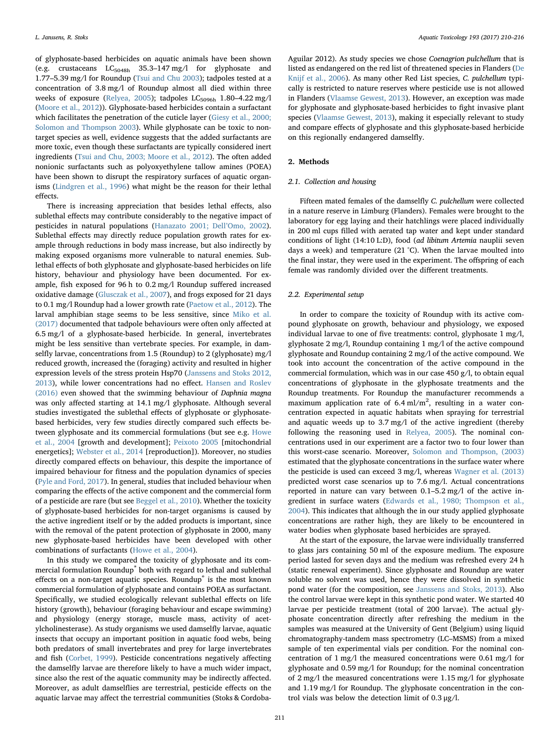of glyphosate-based herbicides on aquatic animals have been shown (e.g. crustaceans $LC_{50 48h}$ 35.3–147 mg/l for glyphosate and 1.77–5.39 mg/l for Roundup (Tsui and Chu 2003); tadpoles tested at a concentration of 3.8 mg/l of Roundup almost all died within three weeks of exposure (Relyea, 2005); tadpoles $LC_{50 96h}$ 1.80–4.22 mg/l (Moore et al., 2012)). Glyphosate-based herbicides contain a surfactant which facilitates the penetration of the cuticle layer (Giesy et al., 2000; Solomon and Thompson 2003). While glyphosate can be toxic to non-target species as well, evidence suggests that the added surfactants are more toxic, even though these surfactants are typically considered inert ingredients (Tsui and Chu, 2003; Moore et al., 2012). The often added nonionic surfactants such as polyoxyethylene tallow amines (POEA) have been shown to disrupt the respiratory surfaces of aquatic organisms (Lindgren et al., 1996) what might be the reason for their lethal effects.

There is increasing appreciation that besides lethal effects, also sublethal effects may contribute considerably to the negative impact of pesticides in natural populations (Hanazato 2001; Dell'Omo, 2002). Sublethal effects may directly reduce population growth rates for example through reductions in body mass increase, but also indirectly by making exposed organisms more vulnerable to natural enemies. Sublethal effects of both glyphosate and glyphosate-based herbicides on life history, behaviour and physiology have been documented. For example, fish exposed for 96 h to 0.2 mg/l Roundup suffered increased oxidative damage (Glusczak et al., 2007), and frogs exposed for 21 days to 0.1 mg/l Roundup had a lower growth rate (Paetow et al., 2012). The larval amphibian stage seems to be less sensitive, since Miko et al. (2017) documented that tadpole behaviours were often only affected at 6.5 mg/l of a glyphosate-based herbicide. In general, invertebrates might be less sensitive than vertebrate species. For example, in damselfly larvae, concentrations from 1.5 (Roundup) to 2 (glyphosate) mg/l reduced growth, increased the (foraging) activity and resulted in higher expression levels of the stress protein Hsp70 (Janssens and Stoks 2012, 2013), while lower concentrations had no effect. Hansen and Roslev (2016) even showed that the swimming behaviour of *Daphnia magna* was only affected starting at 14.1 mg/l glyphosate. Although several studies investigated the sublethal effects of glyphosate or glyphosate-based herbicides, very few studies directly compared such effects between glyphosate and its commercial formulations (but see e.g. Howe et al., 2004 [growth and development]; Peixoto 2005 [mitochondrial energetics]; Webster et al., 2014 [reproduction]). Moreover, no studies directly compared effects on behaviour, this despite the importance of impaired behaviour for fitness and the population dynamics of species (Pyle and Ford, 2017). In general, studies that included behaviour when comparing the effects of the active component and the commercial form of a pesticide are rare (but see Beggel et al., 2010). Whether the toxicity of glyphosate-based herbicides for non-target organisms is caused by the active ingredient itself or by the added products is important, since with the removal of the patent protection of glyphosate in 2000, many new glyphosate-based herbicides have been developed with other combinations of surfactants (Howe et al., 2004).

In this study we compared the toxicity of glyphosate and its commercial formulation Roundup® both with regard to lethal and sublethal effects on a non-target aquatic species. Roundup® is the most known commercial formulation of glyphosate and contains POEA as surfactant. Specifically, we studied ecologically relevant sublethal effects on life history (growth), behaviour (foraging behaviour and escape swimming) and physiology (energy storage, muscle mass, activity of acetylcholinesterase). As study organisms we used damselfly larvae, aquatic insects that occupy an important position in aquatic food webs, being both predators of small invertebrates and prey for large invertebrates and fish (Corbet, 1999). Pesticide concentrations negatively affecting the damselfly larvae are therefore likely to have a much wider impact, since also the rest of the aquatic community may be indirectly affected. Moreover, as adult damselflies are terrestrial, pesticide effects on the aquatic larvae may affect the terrestrial communities (Stoks & Cordoba-Aguilar 2012). As study species we chose *Coenagrion pulchellum* that is listed as endangered on the red list of threatened species in Flanders (De Knijf et al., 2006). As many other Red List species, *C. pulchellum* typically is restricted to nature reserves where pesticide use is not allowed in Flanders (Vlaamse Gewest, 2013). However, an exception was made for glyphosate and glyphosate-based herbicides to fight invasive plant species (Vlaamse Gewest, 2013), making it especially relevant to study and compare effects of glyphosate and this glyphosate-based herbicide on this regionally endangered damselfly.

## 2. Methods

### 2.1. Collection and housing

Fifteen mated females of the damselfly *C. pulchellum* were collected in a nature reserve in Limburg (Flanders). Females were brought to the laboratory for egg laying and their hatchlings were placed individually in 200 ml cups filled with aerated tap water and kept under standard conditions of light (14:10 L:D), food (*ad libitum Artemia* nauplii seven days a week) and temperature (21 °C). When the larvae moulted into the final instar, they were used in the experiment. The offspring of each female was randomly divided over the different treatments.

### 2.2. Experimental setup

In order to compare the toxicity of Roundup with its active compound glyphosate on growth, behaviour and physiology, we exposed individual larvae to one of five treatments: control, glyphosate 1 mg/l, glyphosate 2 mg/l, Roundup containing 1 mg/l of the active compound glyphosate and Roundup containing 2 mg/l of the active compound. We took into account the concentration of the active compound in the commercial formulation, which was in our case 450 g/l, to obtain equal concentrations of glyphosate in the glyphosate treatments and the Roundup treatments. For Roundup the manufacturer recommends a maximum application rate of 6.4 ml/m$^2$, resulting in a water concentration expected in aquatic habitats when spraying for terrestrial and aquatic weeds up to 3.7 mg/l of the active ingredient (thereby following the reasoning used in Relyea, 2005). The nominal concentrations used in our experiment are a factor two to four lower than this worst-case scenario. Moreover, Solomon and Thompson, (2003) estimated that the glyphosate concentrations in the surface water where the pesticide is used can exceed 3 mg/l, whereas Wagner et al. (2013) predicted worst case scenarios up to 7.6 mg/l. Actual concentrations reported in nature can vary between 0.1–5.2 mg/l of the active ingredient in surface waters (Edwards et al., 1980; Thompson et al., 2004). This indicates that although the in our study applied glyphosate concentrations are rather high, they are likely to be encountered in water bodies when glyphosate based herbicides are sprayed.

At the start of the exposure, the larvae were individually transferred to glass jars containing 50 ml of the exposure medium. The exposure period lasted for seven days and the medium was refreshed every 24 h (static renewal experiment). Since glyphosate and Roundup are water soluble no solvent was used, hence they were dissolved in synthetic pond water (for the composition, see Janssens and Stoks, 2013). Also the control larvae were kept in this synthetic pond water. We started 40 larvae per pesticide treatment (total of 200 larvae). The actual glyphosate concentration directly after refreshing the medium in the samples was measured at the University of Gent (Belgium) using liquid chromatography-tandem mass spectrometry (LC–MSMS) from a mixed sample of ten experimental vials per condition. For the nominal concentration of 1 mg/l the measured concentrations were 0.61 mg/l for glyphosate and 0.59 mg/l for Roundup; for the nominal concentration of 2 mg/l the measured concentrations were 1.15 mg/l for glyphosate and 1.19 mg/l for Roundup. The glyphosate concentration in the control vials was below the detection limit of 0.3 μg/l.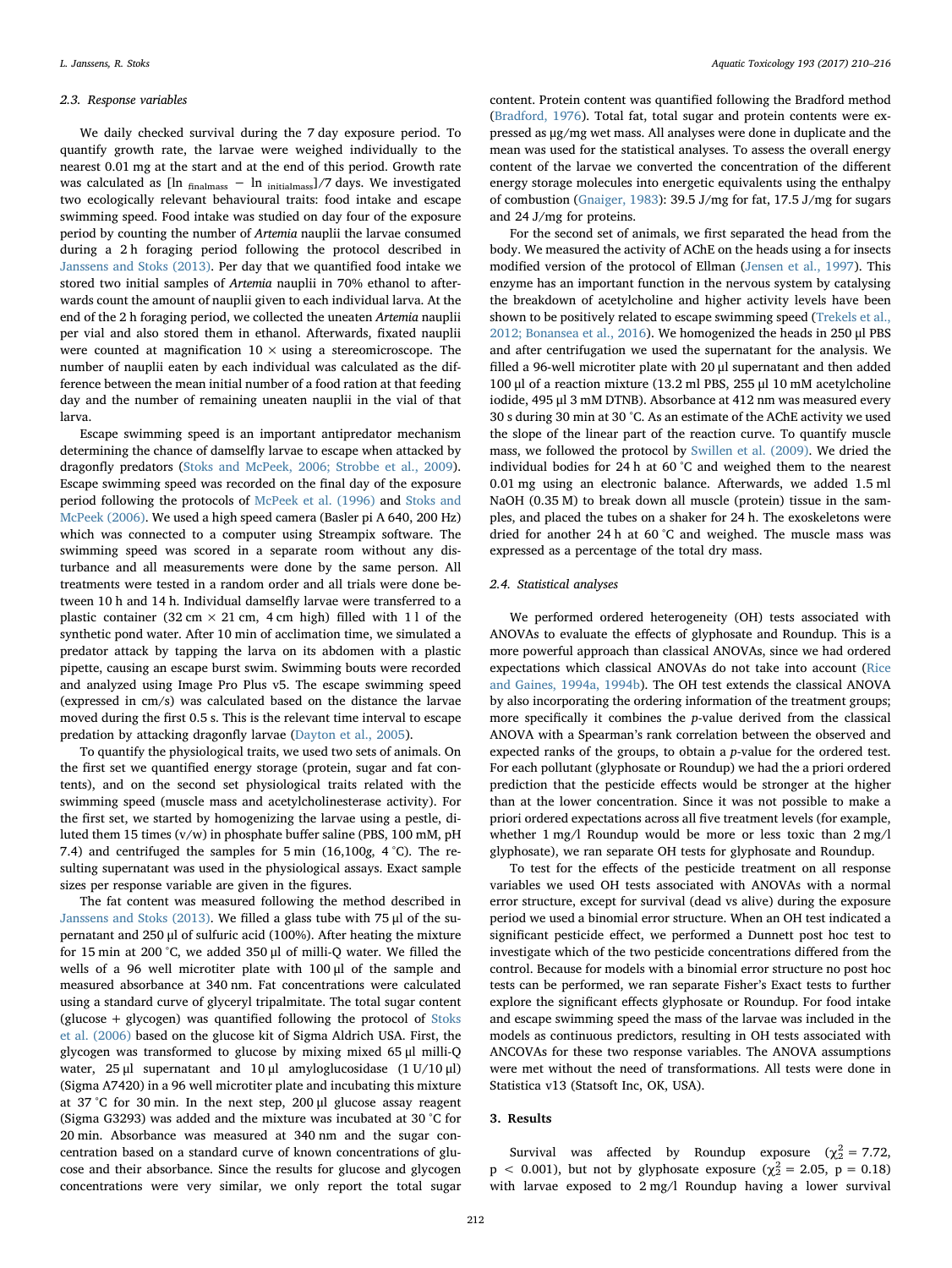### 2.3. Response variables

We daily checked survival during the 7 day exposure period. To quantify growth rate, the larvae were weighed individually to the nearest 0.01 mg at the start and at the end of this period. Growth rate was calculated as [ln $_{\text{finalmass}}$ − ln $_{\text{initialmass}}$]/7 days. We investigated two ecologically relevant behavioural traits: food intake and escape swimming speed. Food intake was studied on day four of the exposure period by counting the number of *Artemia* nauplii the larvae consumed during a 2 h foraging period following the protocol described in Janssens and Stoks (2013). Per day that we quantified food intake we stored two initial samples of *Artemia* nauplii in 70% ethanol to afterwards count the amount of nauplii given to each individual larva. At the end of the 2 h foraging period, we collected the uneaten *Artemia* nauplii per vial and also stored them in ethanol. Afterwards, fixated nauplii were counted at magnification 10 × using a stereomicroscope. The number of nauplii eaten by each individual was calculated as the difference between the mean initial number of a food ration at that feeding day and the number of remaining uneaten nauplii in the vial of that larva.

Escape swimming speed is an important antipredator mechanism determining the chance of damselfly larvae to escape when attacked by dragonfly predators (Stoks and McPeek, 2006; Strobbe et al., 2009). Escape swimming speed was recorded on the final day of the exposure period following the protocols of McPeek et al. (1996) and Stoks and McPeek (2006). We used a high speed camera (Basler pi A 640, 200 Hz) which was connected to a computer using Streampix software. The swimming speed was scored in a separate room without any disturbance and all measurements were done by the same person. All treatments were tested in a random order and all trials were done between 10 h and 14 h. Individual damselfly larvae were transferred to a plastic container (32 cm × 21 cm, 4 cm high) filled with 1 l of the synthetic pond water. After 10 min of acclimation time, we simulated a predator attack by tapping the larva on its abdomen with a plastic pipette, causing an escape burst swim. Swimming bouts were recorded and analyzed using Image Pro Plus v5. The escape swimming speed (expressed in cm/s) was calculated based on the distance the larvae moved during the first 0.5 s. This is the relevant time interval to escape predation by attacking dragonfly larvae (Dayton et al., 2005).

To quantify the physiological traits, we used two sets of animals. On the first set we quantified energy storage (protein, sugar and fat contents), and on the second set physiological traits related with the swimming speed (muscle mass and acetylcholinesterase activity). For the first set, we started by homogenizing the larvae using a pestle, diluted them 15 times (v/w) in phosphate buffer saline (PBS, 100 mM, pH 7.4) and centrifuged the samples for 5 min (16,100*g*, 4 °C). The resulting supernatant was used in the physiological assays. Exact sample sizes per response variable are given in the figures.

The fat content was measured following the method described in Janssens and Stoks (2013). We filled a glass tube with 75 µl of the supernatant and 250 µl of sulfuric acid (100%). After heating the mixture for 15 min at 200 °C, we added 350 µl of milli-Q water. We filled the wells of a 96 well microtiter plate with 100 µl of the sample and measured absorbance at 340 nm. Fat concentrations were calculated using a standard curve of glyceryl tripalmitate. The total sugar content (glucose + glycogen) was quantified following the protocol of Stoks et al. (2006) based on the glucose kit of Sigma Aldrich USA. First, the glycogen was transformed to glucose by mixing mixed 65 µl milli-Q water, 25 µl supernatant and 10 µl amyloglucosidase (1 U/10 µl) (Sigma A7420) in a 96 well microtiter plate and incubating this mixture at 37 °C for 30 min. In the next step, 200 µl glucose assay reagent (Sigma G3293) was added and the mixture was incubated at 30 °C for 20 min. Absorbance was measured at 340 nm and the sugar concentration based on a standard curve of known concentrations of glucose and their absorbance. Since the results for glucose and glycogen concentrations were very similar, we only report the total sugar content. Protein content was quantified following the Bradford method (Bradford, 1976). Total fat, total sugar and protein contents were expressed as µg/mg wet mass. All analyses were done in duplicate and the mean was used for the statistical analyses. To assess the overall energy content of the larvae we converted the concentration of the different energy storage molecules into energetic equivalents using the enthalpy of combustion (Gnaiger, 1983): 39.5 J/mg for fat, 17.5 J/mg for sugars and 24 J/mg for proteins.

For the second set of animals, we first separated the head from the body. We measured the activity of AChE on the heads using a for insects modified version of the protocol of Ellman (Jensen et al., 1997). This enzyme has an important function in the nervous system by catalysing the breakdown of acetylcholine and higher activity levels have been shown to be positively related to escape swimming speed (Trekels et al., 2012; Bonansea et al., 2016). We homogenized the heads in 250 µl PBS and after centrifugation we used the supernatant for the analysis. We filled a 96-well microtiter plate with 20 µl supernatant and then added 100 µl of a reaction mixture (13.2 ml PBS, 255 µl 10 mM acetylcholine iodide, 495 µl 3 mM DTNB). Absorbance at 412 nm was measured every 30 s during 30 min at 30 °C. As an estimate of the AChE activity we used the slope of the linear part of the reaction curve. To quantify muscle mass, we followed the protocol by Swillen et al. (2009). We dried the individual bodies for 24 h at 60 °C and weighed them to the nearest 0.01 mg using an electronic balance. Afterwards, we added 1.5 ml NaOH (0.35 M) to break down all muscle (protein) tissue in the samples, and placed the tubes on a shaker for 24 h. The exoskeletons were dried for another 24 h at 60 °C and weighed. The muscle mass was expressed as a percentage of the total dry mass.

### 2.4. Statistical analyses

We performed ordered heterogeneity (OH) tests associated with ANOVAs to evaluate the effects of glyphosate and Roundup. This is a more powerful approach than classical ANOVAs, since we had ordered expectations which classical ANOVAs do not take into account (Rice and Gaines, 1994a, 1994b). The OH test extends the classical ANOVA by also incorporating the ordering information of the treatment groups; more specifically it combines the *p*-value derived from the classical ANOVA with a Spearman's rank correlation between the observed and expected ranks of the groups, to obtain a *p*-value for the ordered test. For each pollutant (glyphosate or Roundup) we had the a priori ordered prediction that the pesticide effects would be stronger at the higher than at the lower concentration. Since it was not possible to make a priori ordered expectations across all five treatment levels (for example, whether 1 mg/l Roundup would be more or less toxic than 2 mg/l glyphosate), we ran separate OH tests for glyphosate and Roundup.

To test for the effects of the pesticide treatment on all response variables we used OH tests associated with ANOVAs with a normal error structure, except for survival (dead vs alive) during the exposure period we used a binomial error structure. When an OH test indicated a significant pesticide effect, we performed a Dunnett post hoc test to investigate which of the two pesticide concentrations differed from the control. Because for models with a binomial error structure no post hoc tests can be performed, we ran separate Fisher's Exact tests to further explore the significant effects glyphosate or Roundup. For food intake and escape swimming speed the mass of the larvae was included in the models as continuous predictors, resulting in OH tests associated with ANCOVAs for these two response variables. The ANOVA assumptions were met without the need of transformations. All tests were done in Statistica v13 (Statsoft Inc, OK, USA).

## 3. Results

Survival was affected by Roundup exposure ($\chi^2_2 = 7.72$, $p < 0.001$), but not by glyphosate exposure ($\chi^2_2 = 2.05$, $p = 0.18$) with larvae exposed to 2 mg/l Roundup having a lower survival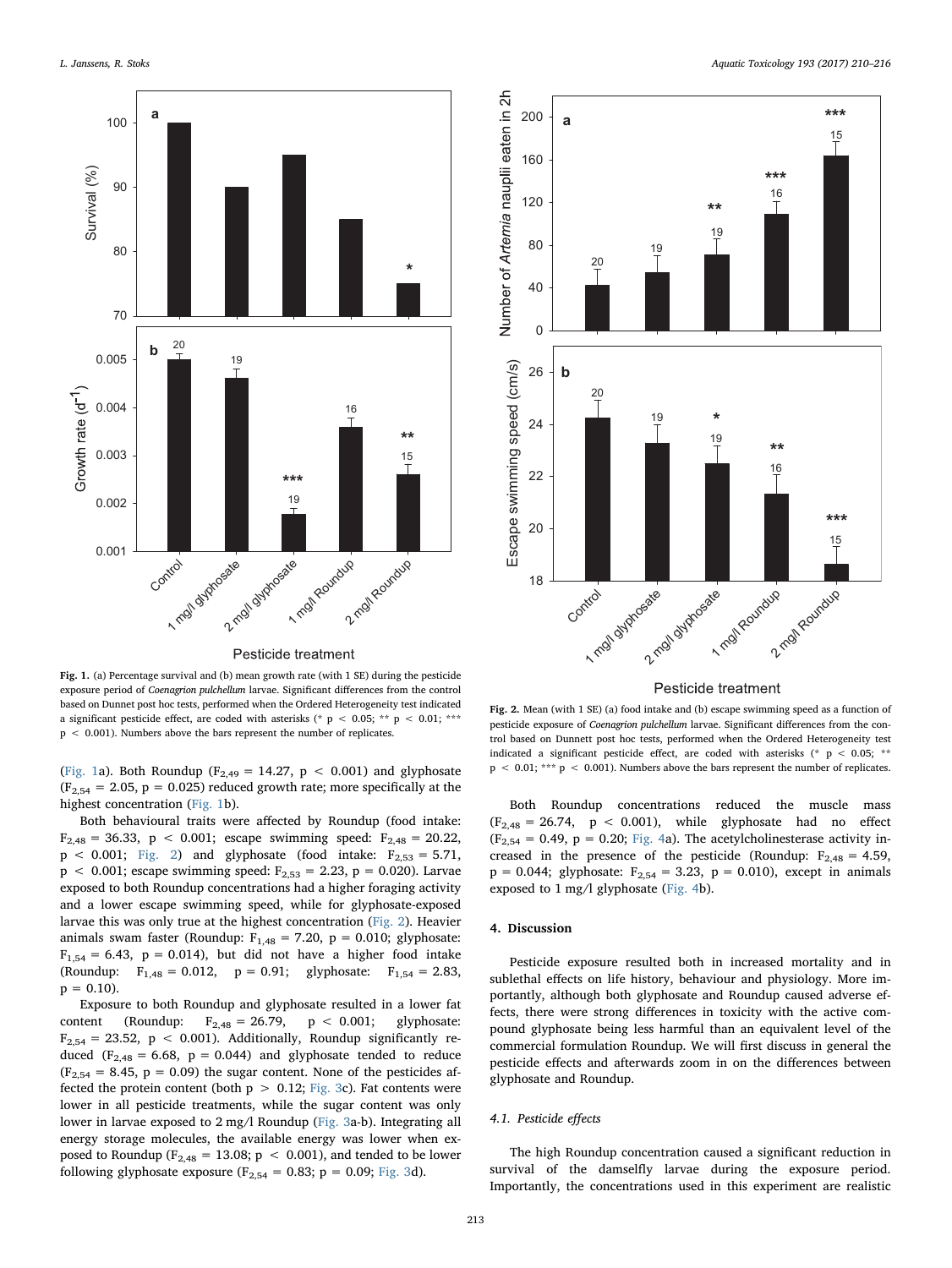Fig. 1. (a) Percentage survival and (b) mean growth rate (with 1 SE) during the pesticide exposure period of *Coenagrion pulchellum* larvae. Significant differences from the control based on Dunnet post hoc tests, performed when the Ordered Heterogeneity test indicated a significant pesticide effect, are coded with asterisks (* $p < 0.05$; ** $p < 0.01$; *** $p < 0.001$). Numbers above the bars represent the number of replicates.

(Fig. 1a). Both Roundup ($F_{2,49} = 14.27$, $p < 0.001$) and glyphosate ($F_{2,54} = 2.05$, $p = 0.025$) reduced growth rate; more specifically at the highest concentration (Fig. 1b).

Both behavioural traits were affected by Roundup (food intake: $F_{2,48} = 36.33$, $p < 0.001$; escape swimming speed: $F_{2,48} = 20.22$, $p < 0.001$; Fig. 2) and glyphosate (food intake: $F_{2,53} = 5.71$, $p < 0.001$; escape swimming speed: $F_{2,53} = 2.23$, $p = 0.020$). Larvae exposed to both Roundup concentrations had a higher foraging activity and a lower escape swimming speed, while for glyphosate-exposed larvae this was only true at the highest concentration (Fig. 2). Heavier animals swam faster (Roundup: $F_{1,48} = 7.20$, $p = 0.010$; glyphosate: $F_{1,54} = 6.43$, $p = 0.014$), but did not have a higher food intake (Roundup: $F_{1,48} = 0.012$, $p = 0.91$; glyphosate: $F_{1,54} = 2.83$, $p = 0.10$).

Exposure to both Roundup and glyphosate resulted in a lower fat content (Roundup: $F_{2,48} = 26.79$, $p < 0.001$; glyphosate: $F_{2,54} = 23.52$, $p < 0.001$). Additionally, Roundup significantly reduced ($F_{2,48} = 6.68$, $p = 0.044$) and glyphosate tended to reduce ($F_{2,54} = 8.45$, $p = 0.09$) the sugar content. None of the pesticides affected the protein content (both $p > 0.12$; Fig. 3c). Fat contents were lower in all pesticide treatments, while the sugar content was only lower in larvae exposed to 2 mg/l Roundup (Fig. 3a-b). Integrating all energy storage molecules, the available energy was lower when exposed to Roundup ($F_{2,48} = 13.08$; $p < 0.001$), and tended to be lower following glyphosate exposure ($F_{2,54} = 0.83$; $p = 0.09$; Fig. 3d).

Fig. 2. Mean (with 1 SE) (a) food intake and (b) escape swimming speed as a function of pesticide exposure of *Coenagrion pulchellum* larvae. Significant differences from the control based on Dunnett post hoc tests, performed when the Ordered Heterogeneity test indicated a significant pesticide effect, are coded with asterisks (* $p < 0.05$; ** $p < 0.01$; *** $p < 0.001$). Numbers above the bars represent the number of replicates.

Both Roundup concentrations reduced the muscle mass ($F_{2,48} = 26.74$, $p < 0.001$), while glyphosate had no effect ($F_{2,54} = 0.49$, $p = 0.20$; Fig. 4a). The acetylcholinesterase activity increased in the presence of the pesticide (Roundup: $F_{2,48} = 4.59$, $p = 0.044$; glyphosate: $F_{2,54} = 3.23$, $p = 0.010$), except in animals exposed to 1 mg/l glyphosate (Fig. 4b).

## 4. Discussion

Pesticide exposure resulted both in increased mortality and in sublethal effects on life history, behaviour and physiology. More importantly, although both glyphosate and Roundup caused adverse effects, there were strong differences in toxicity with the active compound glyphosate being less harmful than an equivalent level of the commercial formulation Roundup. We will first discuss in general the pesticide effects and afterwards zoom in on the differences between glyphosate and Roundup.

### 4.1. Pesticide effects

The high Roundup concentration caused a significant reduction in survival of the damselfly larvae during the exposure period. Importantly, the concentrations used in this experiment are realistic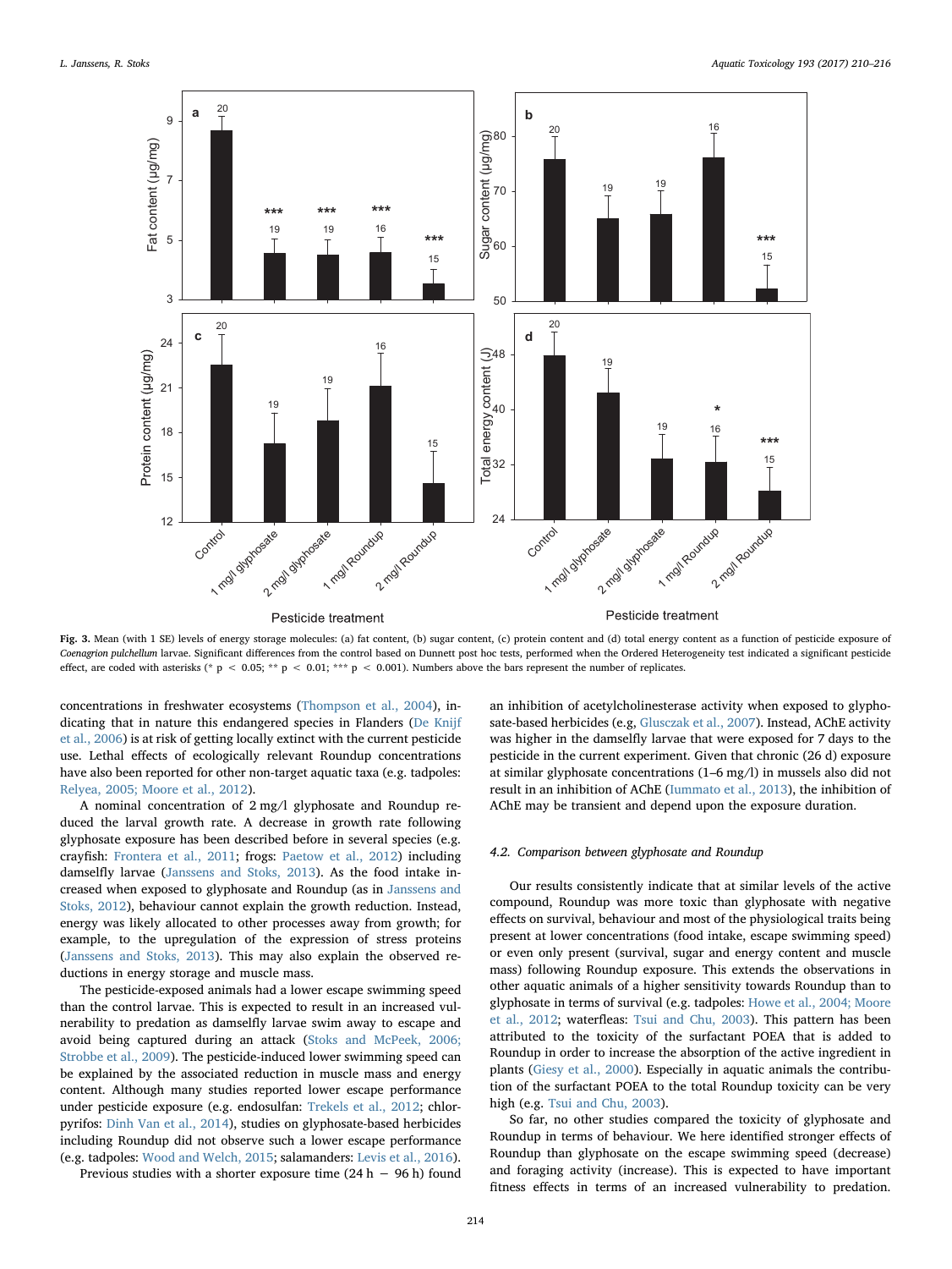Fig. 3. Mean (with 1 SE) levels of energy storage molecules: (a) fat content, (b) sugar content, (c) protein content and (d) total energy content as a function of pesticide exposure of *Coenagrion pulchellum* larvae. Significant differences from the control based on Dunnett post hoc tests, performed when the Ordered Heterogeneity test indicated a significant pesticide effect, are coded with asterisks (* $p < 0.05$; ** $p < 0.01$; *** $p < 0.001$). Numbers above the bars represent the number of replicates.

concentrations in freshwater ecosystems (Thompson et al., 2004), indicating that in nature this endangered species in Flanders (De Knijf et al., 2006) is at risk of getting locally extinct with the current pesticide use. Lethal effects of ecologically relevant Roundup concentrations have also been reported for other non-target aquatic taxa (e.g. tadpoles: Relyea, 2005; Moore et al., 2012).

A nominal concentration of 2 mg/l glyphosate and Roundup reduced the larval growth rate. A decrease in growth rate following glyphosate exposure has been described before in several species (e.g. crayfish: Frontera et al., 2011; frogs: Paetow et al., 2012) including damselfly larvae (Janssens and Stoks, 2013). As the food intake increased when exposed to glyphosate and Roundup (as in Janssens and Stoks, 2012), behaviour cannot explain the growth reduction. Instead, energy was likely allocated to other processes away from growth; for example, to the upregulation of the expression of stress proteins (Janssens and Stoks, 2013). This may also explain the observed reductions in energy storage and muscle mass.

The pesticide-exposed animals had a lower escape swimming speed than the control larvae. This is expected to result in an increased vulnerability to predation as damselfly larvae swim away to escape and avoid being captured during an attack (Stoks and McPeek, 2006; Strobbe et al., 2009). The pesticide-induced lower swimming speed can be explained by the associated reduction in muscle mass and energy content. Although many studies reported lower escape performance under pesticide exposure (e.g. endosulfan: Trekels et al., 2012; chlorpyrifos: Dinh Van et al., 2014), studies on glyphosate-based herbicides including Roundup did not observe such a lower escape performance (e.g. tadpoles: Wood and Welch, 2015; salamanders: Levis et al., 2016).

Previous studies with a shorter exposure time (24 h − 96 h) found an inhibition of acetylcholinesterase activity when exposed to glyphosate-based herbicides (e.g, Glusczak et al., 2007). Instead, AChE activity was higher in the damselfly larvae that were exposed for 7 days to the pesticide in the current experiment. Given that chronic (26 d) exposure at similar glyphosate concentrations (1–6 mg/l) in mussels also did not result in an inhibition of AChE (Iummato et al., 2013), the inhibition of AChE may be transient and depend upon the exposure duration.

### 4.2. Comparison between glyphosate and Roundup

Our results consistently indicate that at similar levels of the active compound, Roundup was more toxic than glyphosate with negative effects on survival, behaviour and most of the physiological traits being present at lower concentrations (food intake, escape swimming speed) or even only present (survival, sugar and energy content and muscle mass) following Roundup exposure. This extends the observations in other aquatic animals of a higher sensitivity towards Roundup than to glyphosate in terms of survival (e.g. tadpoles: Howe et al., 2004; Moore et al., 2012; waterfleas: Tsui and Chu, 2003). This pattern has been attributed to the toxicity of the surfactant POEA that is added to Roundup in order to increase the absorption of the active ingredient in plants (Giesy et al., 2000). Especially in aquatic animals the contribution of the surfactant POEA to the total Roundup toxicity can be very high (e.g. Tsui and Chu, 2003).

So far, no other studies compared the toxicity of glyphosate and Roundup in terms of behaviour. We here identified stronger effects of Roundup than glyphosate on the escape swimming speed (decrease) and foraging activity (increase). This is expected to have important fitness effects in terms of an increased vulnerability to predation.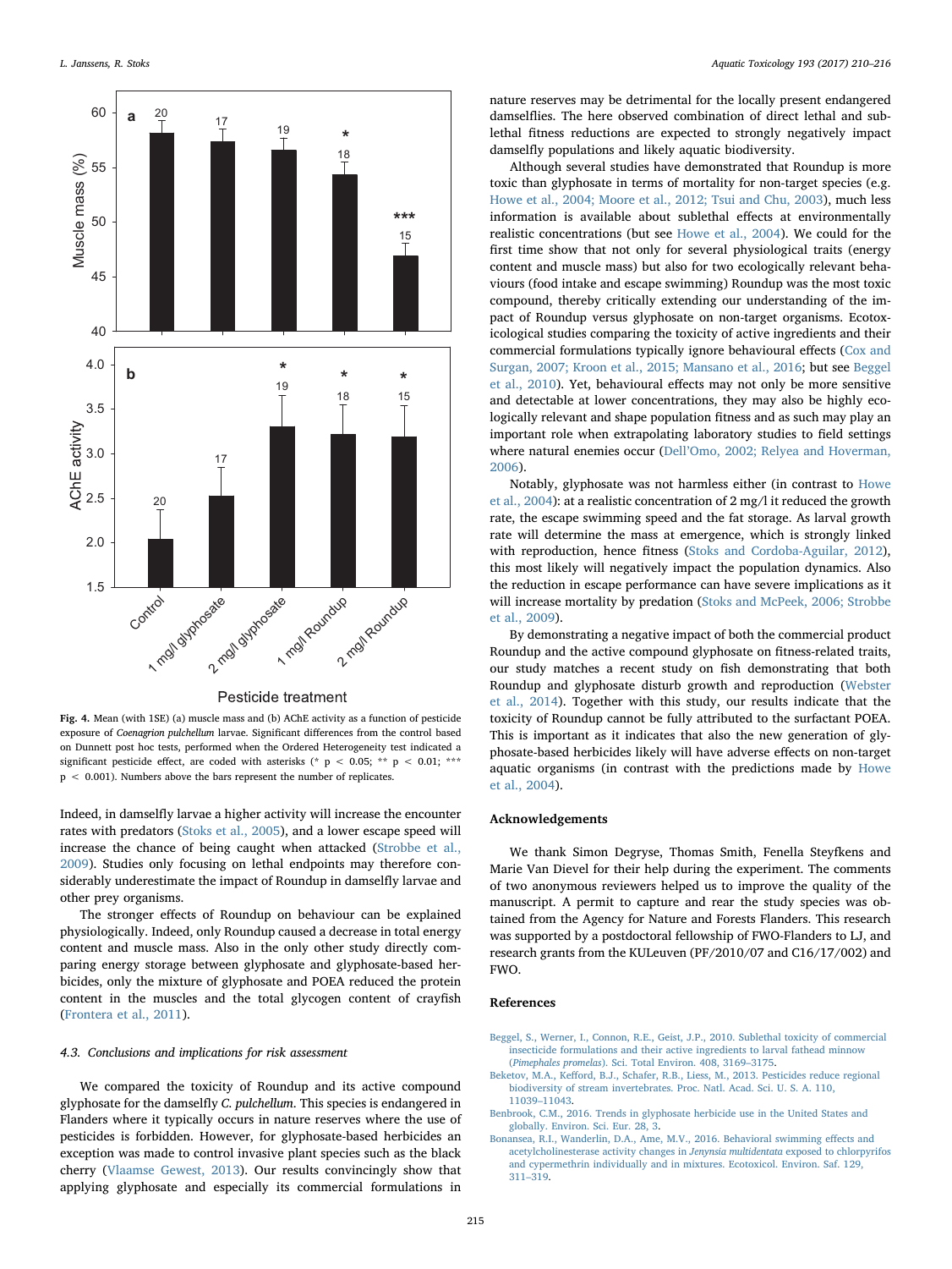Fig. 4. Mean (with 1SE) (a) muscle mass and (b) AChE activity as a function of pesticide exposure of *Coenagrion pulchellum* larvae. Significant differences from the control based on Dunnett post hoc tests, performed when the Ordered Heterogeneity test indicated a significant pesticide effect, are coded with asterisks (* $p < 0.05$; ** $p < 0.01$; *** $p < 0.001$). Numbers above the bars represent the number of replicates.

Indeed, in damselfly larvae a higher activity will increase the encounter rates with predators (Stoks et al., 2005), and a lower escape speed will increase the chance of being caught when attacked (Strobbe et al., 2009). Studies only focusing on lethal endpoints may therefore considerably underestimate the impact of Roundup in damselfly larvae and other prey organisms.

The stronger effects of Roundup on behaviour can be explained physiologically. Indeed, only Roundup caused a decrease in total energy content and muscle mass. Also in the only other study directly comparing energy storage between glyphosate and glyphosate-based herbicides, only the mixture of glyphosate and POEA reduced the protein content in the muscles and the total glycogen content of crayfish (Frontera et al., 2011).

### 4.3. Conclusions and implications for risk assessment

We compared the toxicity of Roundup and its active compound glyphosate for the damselfly *C. pulchellum*. This species is endangered in Flanders where it typically occurs in nature reserves where the use of pesticides is forbidden. However, for glyphosate-based herbicides an exception was made to control invasive plant species such as the black cherry (Vlaamse Gewest, 2013). Our results convincingly show that applying glyphosate and especially its commercial formulations in nature reserves may be detrimental for the locally present endangered damselflies. The here observed combination of direct lethal and sublethal fitness reductions are expected to strongly negatively impact damselfly populations and likely aquatic biodiversity.

Although several studies have demonstrated that Roundup is more toxic than glyphosate in terms of mortality for non-target species (e.g. Howe et al., 2004; Moore et al., 2012; Tsui and Chu, 2003), much less information is available about sublethal effects at environmentally realistic concentrations (but see Howe et al., 2004). We could for the first time show that not only for several physiological traits (energy content and muscle mass) but also for two ecologically relevant behaviours (food intake and escape swimming) Roundup was the most toxic compound, thereby critically extending our understanding of the impact of Roundup versus glyphosate on non-target organisms. Ecotoxicological studies comparing the toxicity of active ingredients and their commercial formulations typically ignore behavioural effects (Cox and Surgan, 2007; Kroon et al., 2015; Mansano et al., 2016; but see Beggel et al., 2010). Yet, behavioural effects may not only be more sensitive and detectable at lower concentrations, they may also be highly ecologically relevant and shape population fitness and as such may play an important role when extrapolating laboratory studies to field settings where natural enemies occur (Dell'Omo, 2002; Relyea and Hoverman, 2006).

Notably, glyphosate was not harmless either (in contrast to Howe et al., 2004): at a realistic concentration of 2 mg/l it reduced the growth rate, the escape swimming speed and the fat storage. As larval growth rate will determine the mass at emergence, which is strongly linked with reproduction, hence fitness (Stoks and Cordoba-Aguilar, 2012), this most likely will negatively impact the population dynamics. Also the reduction in escape performance can have severe implications as it will increase mortality by predation (Stoks and McPeek, 2006; Strobbe et al., 2009).

By demonstrating a negative impact of both the commercial product Roundup and the active compound glyphosate on fitness-related traits, our study matches a recent study on fish demonstrating that both Roundup and glyphosate disturb growth and reproduction (Webster et al., 2014). Together with this study, our results indicate that the toxicity of Roundup cannot be fully attributed to the surfactant POEA. This is important as it indicates that also the new generation of glyphosate-based herbicides likely will have adverse effects on non-target aquatic organisms (in contrast with the predictions made by Howe et al., 2004).

## Acknowledgements

We thank Simon Degryse, Thomas Smith, Fenella Steyfkens and Marie Van Dievel for their help during the experiment. The comments of two anonymous reviewers helped us to improve the quality of the manuscript. A permit to capture and rear the study species was obtained from the Agency for Nature and Forests Flanders. This research was supported by a postdoctoral fellowship of FWO-Flanders to LJ, and research grants from the KULeuven (PF/2010/07 and C16/17/002) and FWO.

## References

Beggel, S., Werner, I., Connon, R.E., Geist, J.P., 2010. Sublethal toxicity of commercial insecticide formulations and their active ingredients to larval fathead minnow (*Pimephales promelas*). Sci. Total Environ. 408, 3169–3175.

Beketov, M.A., Kefford, B.J., Schafer, R.B., Liess, M., 2013. Pesticides reduce regional biodiversity of stream invertebrates. Proc. Natl. Acad. Sci. U. S. A. 110, 11039–11043.

Benbrook, C.M., 2016. Trends in glyphosate herbicide use in the United States and globally. Environ. Sci. Eur. 28, 3.

Bonansea, R.I., Wanderlin, D.A., Ame, M.V., 2016. Behavioral swimming effects and acetylcholinesterase activity changes in *Jenynsia multidentata* exposed to chlorpyrifos and cypermethrin individually and in mixtures. Ecotoxicol. Environ. Saf. 129, 311–319.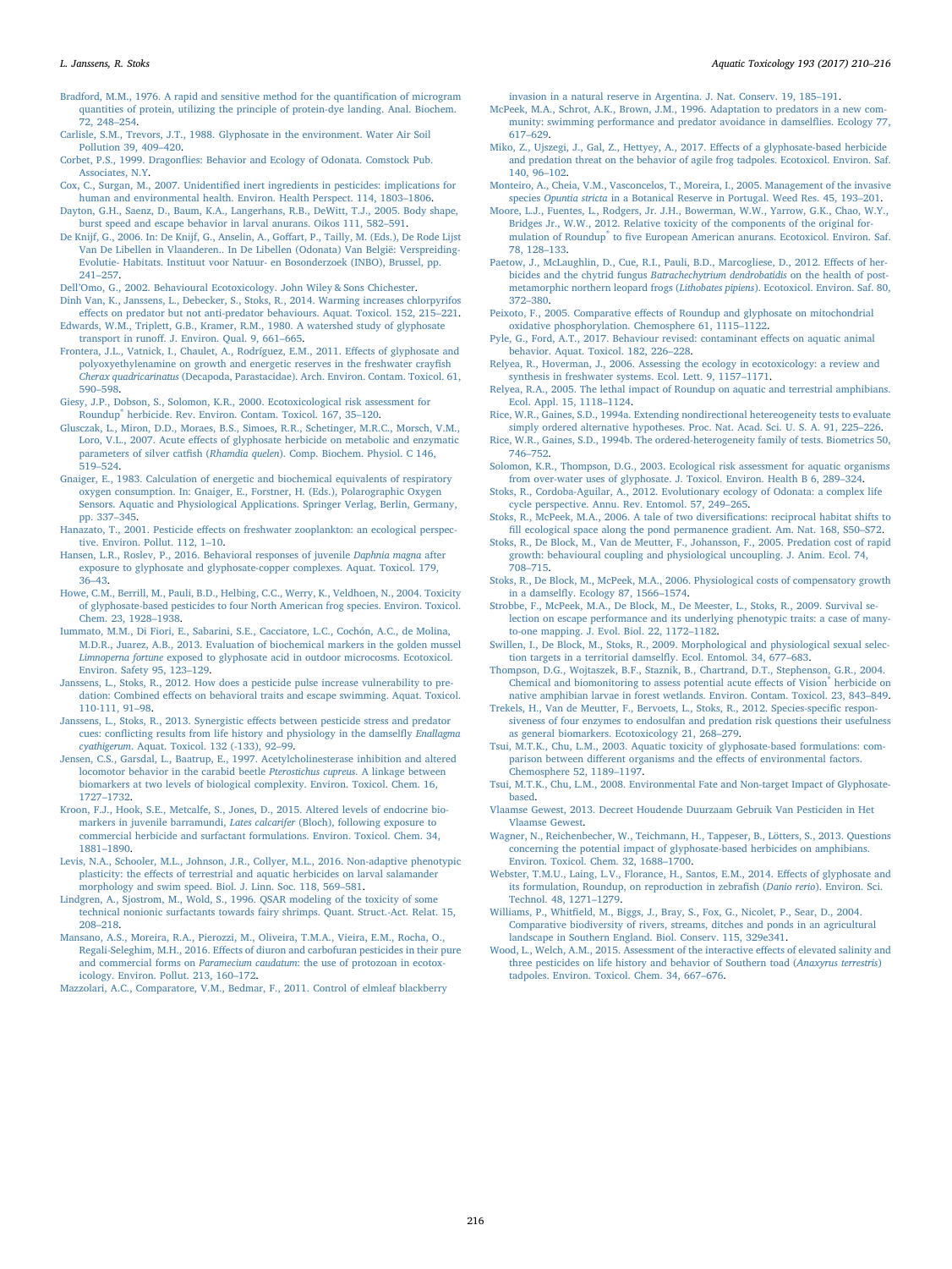Bradford, M.M., 1976. A rapid and sensitive method for the quantification of microgram quantities of protein, utilizing the principle of protein-dye landing. Anal. Biochem. 72, 248–254.

Carlisle, S.M., Trevors, J.T., 1988. Glyphosate in the environment. Water Air Soil Pollution 39, 409–420.

Corbet, P.S., 1999. Dragonflies: Behavior and Ecology of Odonata. Comstock Pub. Associates, N.Y.

Cox, C., Surgan, M., 2007. Unidentified inert ingredients in pesticides: implications for human and environmental health. Environ. Health Perspect. 114, 1803–1806.

Dayton, G.H., Saenz, D., Baum, K.A., Langerhans, R.B., DeWitt, T.J., 2005. Body shape, burst speed and escape behavior in larval anurans. Oikos 111, 582–591.

De Knijf, G., 2006. In: De Knijf, G., Anselin, A., Goffart, P., Tailly, M. (Eds.), De Rode Lijst Van De Libellen in Vlaanderen.. In De Libellen (Odonata) Van België: Verspreiding-Evolutie- Habitats. Instituut voor Natuur- en Bosonderzoek (INBO), Brussel, pp. 241–257.

Dell'Omo, G., 2002. Behavioural Ecotoxicology. John Wiley & Sons Chichester.

Dinh Van, K., Janssens, L., Debecker, S., Stoks, R., 2014. Warming increases chlorpyrifos effects on predator but not anti-predator behaviours. Aquat. Toxicol. 152, 215–221.

Edwards, W.M., Triplett, G.B., Kramer, R.M., 1980. A watershed study of glyphosate transport in runoff. J. Environ. Qual. 9, 661–665.

Frontera, J.L., Vatnick, I., Chaulet, A., Rodríguez, E.M., 2011. Effects of glyphosate and polyoxyethylenamine on growth and energetic reserves in the freshwater crayfish *Cherax quadricarinatus* (Decapoda, Parastacidae). Arch. Environ. Contam. Toxicol. 61, 590–598.

Giesy, J.P., Dobson, S., Solomon, K.R., 2000. Ecotoxicological risk assessment for Roundup® herbicide. Rev. Environ. Contam. Toxicol. 167, 35–120.

Glusczak, L., Miron, D.D., Moraes, B.S., Simoes, R.R., Schetinger, M.R.C., Morsch, V.M., Loro, V.L., 2007. Acute effects of glyphosate herbicide on metabolic and enzymatic parameters of silver catfish (*Rhamdia quelen*). Comp. Biochem. Physiol. C 146, 519–524.

Gnaiger, E., 1983. Calculation of energetic and biochemical equivalents of respiratory oxygen consumption. In: Gnaiger, E., Forstner, H. (Eds.), Polarographic Oxygen Sensors. Aquatic and Physiological Applications. Springer Verlag, Berlin, Germany, pp. 337–345.

Hanazato, T., 2001. Pesticide effects on freshwater zooplankton: an ecological perspective. Environ. Pollut. 112, 1–10.

Hansen, L.R., Roslev, P., 2016. Behavioral responses of juvenile *Daphnia magna* after exposure to glyphosate and glyphosate-copper complexes. Aquat. Toxicol. 179, 36–43.

Howe, C.M., Berrill, M., Pauli, B.D., Helbing, C.C., Werry, K., Veldhoen, N., 2004. Toxicity of glyphosate-based pesticides to four North American frog species. Environ. Toxicol. Chem. 23, 1928–1938.

Iummato, M.M., Di Fiori, E., Sabarini, S.E., Cacciatore, L.C., Cochón, A.C., de Molina, M.D.R., Juarez, A.B., 2013. Evaluation of biochemical markers in the golden mussel *Limnoperna fortune* exposed to glyphosate acid in outdoor microcosms. Ecotoxicol. Environ. Safety 95, 123–129.

Janssens, L., Stoks, R., 2012. How does a pesticide pulse increase vulnerability to predation: Combined effects on behavioral traits and escape swimming. Aquat. Toxicol. 110-111, 91–98.

Janssens, L., Stoks, R., 2013. Synergistic effects between pesticide stress and predator cues: conflicting results from life history and physiology in the damselfly *Enallagma cyathigerum*. Aquat. Toxicol. 132 (-133), 92–99.

Jensen, C.S., Garsdal, L., Baatrup, E., 1997. Acetylcholinesterase inhibition and altered locomotor behavior in the carabid beetle *Pterostichus cupreus*. A linkage between biomarkers at two levels of biological complexity. Environ. Toxicol. Chem. 16, 1727–1732.

Kroon, F.J., Hook, S.E., Metcalfe, S., Jones, D., 2015. Altered levels of endocrine biomarkers in juvenile barramundi, *Lates calcarifer* (Bloch), following exposure to commercial herbicide and surfactant formulations. Environ. Toxicol. Chem. 34, 1881–1890.

Levis, N.A., Schooler, M.L., Johnson, J.R., Collyer, M.L., 2016. Non-adaptive phenotypic plasticity: the effects of terrestrial and aquatic herbicides on larval salamander morphology and swim speed. Biol. J. Linn. Soc. 118, 569–581.

Lindgren, A., Sjostrom, M., Wold, S., 1996. QSAR modeling of the toxicity of some technical nonionic surfactants towards fairy shrimps. Quant. Struct.-Act. Relat. 15, 208–218.

Mansano, A.S., Moreira, R.A., Pierozzi, M., Oliveira, T.M.A., Vieira, E.M., Rocha, O., Regali-Seleghim, M.H., 2016. Effects of diuron and carbofuran pesticides in their pure and commercial forms on *Paramecium caudatum*: the use of protozoan in ecotoxicology. Environ. Pollut. 213, 160–172.

Mazzolari, A.C., Comparatore, V.M., Bedmar, F., 2011. Control of elmleaf blackberry invasion in a natural reserve in Argentina. J. Nat. Conserv. 19, 185–191.

McPeek, M.A., Schrot, A.K., Brown, J.M., 1996. Adaptation to predators in a new community: swimming performance and predator avoidance in damselflies. Ecology 77, 617–629.

Miko, Z., Ujszegi, J., Gal, Z., Hettyey, A., 2017. Effects of a glyphosate-based herbicide and predation threat on the behavior of agile frog tadpoles. Ecotoxicol. Environ. Saf. 140, 96–102.

Monteiro, A., Cheia, V.M., Vasconcelos, T., Moreira, I., 2005. Management of the invasive species *Opuntia stricta* in a Botanical Reserve in Portugal. Weed Res. 45, 193–201.

Moore, L.J., Fuentes, L., Rodgers, Jr. J.H., Bowerman, W.W., Yarrow, G.K., Chao, W.Y., Bridges Jr., W.W., 2012. Relative toxicity of the components of the original formulation of Roundup® to five European American anurans. Ecotoxicol. Environ. Saf. 78, 128–133.

Paetow, J., McLaughlin, D., Cue, R.I., Pauli, B.D., Marcogliese, D., 2012. Effects of herbicides and the chytrid fungus *Batrachechytrium dendrobatidis* on the health of post-metamorphic northern leopard frogs (*Lithobates pipiens*). Ecotoxicol. Environ. Saf. 80, 372–380.

Peixoto, F., 2005. Comparative effects of Roundup and glyphosate on mitochondrial oxidative phosphorylation. Chemosphere 61, 1115–1122.

Pyle, G., Ford, A.T., 2017. Behaviour revised: contaminant effects on aquatic animal behavior. Aquat. Toxicol. 182, 226–228.

Relyea, R., Hoverman, J., 2006. Assessing the ecology in ecotoxicology: a review and synthesis in freshwater systems. Ecol. Lett. 9, 1157–1171.

Relyea, R.A., 2005. The lethal impact of Roundup on aquatic and terrestrial amphibians. Ecol. Appl. 15, 1118–1124.

Rice, W.R., Gaines, S.D., 1994a. Extending nondirectional hetereogeneity tests to evaluate simply ordered alternative hypotheses. Proc. Nat. Acad. Sci. U. S. A. 91, 225–226.

Rice, W.R., Gaines, S.D., 1994b. The ordered-heterogeneity family of tests. Biometrics 50, 746–752.

Solomon, K.R., Thompson, D.G., 2003. Ecological risk assessment for aquatic organisms from over-water uses of glyphosate. J. Toxicol. Environ. Health B 6, 289–324.

Stoks, R., Cordoba-Aguilar, A., 2012. Evolutionary ecology of Odonata: a complex life cycle perspective. Annu. Rev. Entomol. 57, 249–265.

Stoks, R., McPeek, M.A., 2006. A tale of two diversifications: reciprocal habitat shifts to fill ecological space along the pond permanence gradient. Am. Nat. 168, S50–S72.

Stoks, R., De Block, M., Van de Meutter, F., Johansson, F., 2005. Predation cost of rapid growth: behavioural coupling and physiological uncoupling. J. Anim. Ecol. 74, 708–715.

Stoks, R., De Block, M., McPeek, M.A., 2006. Physiological costs of compensatory growth in a damselfly. Ecology 87, 1566–1574.

Strobbe, F., McPeek, M.A., De Block, M., De Meester, L., Stoks, R., 2009. Survival selection on escape performance and its underlying phenotypic traits: a case of many-to-one mapping. J. Evol. Biol. 22, 1172–1182.

Swillen, I., De Block, M., Stoks, R., 2009. Morphological and physiological sexual selection targets in a territorial damselfly. Ecol. Entomol. 34, 677–683.

Thompson, D.G., Wojtaszek, B.F., Staznik, B., Chartrand, D.T., Stephenson, G.R., 2004. Chemical and biomonitoring to assess potential acute effects of Vision® herbicide on native amphibian larvae in forest wetlands. Environ. Contam. Toxicol. 23, 843–849.

Trekels, H., Van de Meutter, F., Bervoets, L., Stoks, R., 2012. Species-specific responsiveness of four enzymes to endosulfan and predation risk questions their usefulness as general biomarkers. Ecotoxicology 21, 268–279.

Tsui, M.T.K., Chu, L.M., 2003. Aquatic toxicity of glyphosate-based formulations: comparison between different organisms and the effects of environmental factors. Chemosphere 52, 1189–1197.

Tsui, M.T.K., Chu, L.M., 2008. Environmental Fate and Non-target Impact of Glyphosate-based.

Vlaamse Gewest, 2013. Decreet Houdende Duurzaam Gebruik Van Pesticiden in Het Vlaamse Gewest.

Wagner, N., Reichenbecher, W., Teichmann, H., Tappeser, B., Lötters, S., 2013. Questions concerning the potential impact of glyphosate-based herbicides on amphibians. Environ. Toxicol. Chem. 32, 1688–1700.

Webster, T.M.U., Laing, L.V., Florance, H., Santos, E.M., 2014. Effects of glyphosate and its formulation, Roundup, on reproduction in zebrafish (*Danio rerio*). Environ. Sci. Technol. 48, 1271–1279.

Williams, P., Whitfield, M., Biggs, J., Bray, S., Fox, G., Nicolet, P., Sear, D., 2004. Comparative biodiversity of rivers, streams, ditches and ponds in an agricultural landscape in Southern England. Biol. Conserv. 115, 329e341.

Wood, L., Welch, A.M., 2015. Assessment of the interactive effects of elevated salinity and three pesticides on life history and behavior of Southern toad (*Anaxyrus terrestris*) tadpoles. Environ. Toxicol. Chem. 34, 667–676.